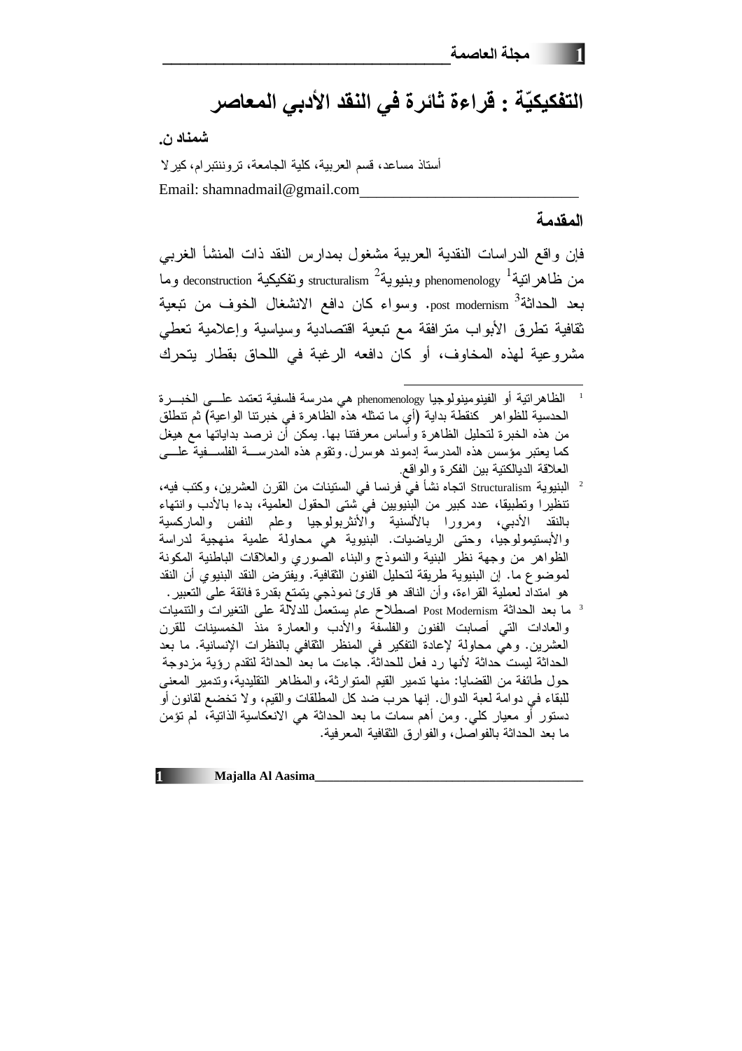# التفكيكيّة : قراءة ثائرة في النقد الأدبي المعاصر

**شمناد ن.**

أستاذ مساعد، قسم العربية، كلية الجامعة، ترونتبرام، كيرلا

Email: shamnadmail@gmail.com

## المقدمة

فإن واقع الدراسات النقدية العربية مشغول بمدارس النقد ذات المنشأ الغربي من ظاهراتية[1] phenomenology وبنيوية[2] structuralism وتفكيكية deconstruction وما بعد الحداثة[3] post modernism. وسواء كان دافع الانشغال الخوف من تبعية ثقافية تطرق الأبواب مترافقة مع تبعية اقتصادية وسياسية وإعلامية تعطي مشروعية لهذه المخاوف، أو كان دافعه الرغبة في اللحاق بقطار يتحرك

---

[1] الظاهراتية أو الفينومينولوجيا phenomenology هي مدرسة فلسفية تعتمد على الخبرة الحدسية للظواهر كنقطة بداية (أي ما تمثله هذه الظاهرة في خبرتنا الواعية) ثم تنطلق من هذه الخبرة لتحليل الظاهرة وأساس معرفتنا بها. يمكن أن نرصد بداياتها مع هيغل كما يعتبر مؤسس هذه المدرسة إدموند هوسرل. وتقوم هذه المدرسة الفلسفية على العلاقة الديالكتية بين الفكرة والواقع.

[2] البنيوية Structuralism اتجاه نشأ في فرنسا في الستينات من القرن العشرين، وكتب فيه، تنظيرا وتطبيقا، عدد كبير من البنيويين في شتى الحقول العلمية، بدءا بالأدب وانتهاء بالنقد الأدبي، ومرورا بالألسنية والأنثربولوجيا وعلم النفس والماركسية والأبستيمولوجيا، وحتى الرياضيات. البنيوية هي محاولة علمية منهجية لدراسة الظواهر من وجهة نظر البنية والنموذج والبناء الصوري والعلاقات الباطنية المكونة لموضوع ما. إن البنيوية طريقة لتحليل الفنون الثقافية. ويفترض النقد البنيوي أن النقد هو امتداد لعملية القراءة، وأن الناقد هو قارئ نموذجي يتمتع بقدرة فائقة على التعبير.

[3] ما بعد الحداثة Post Modernism اصطلاح عام يستعمل للدلالة على التغيرات والتنميات والعادات التي أصابت الفنون والفلسفة والأدب والعمارة منذ الخمسينات للقرن العشرين. وهي محاولة لإعادة التفكير في المنظر الثقافي بالنظرات الإنسانية. ما بعد الحداثة ليست حداثة لأنها رد فعل للحداثة. جاءت ما بعد الحداثة لتقدم رؤية مزدوجة حول طائفة من القضايا: منها تدمير القيم المتوارثة، والمظاهر التقليدية، وتدمير المعنى للبقاء في دوامة لعبة الدوال. إنها حرب ضد كل المطلقات والقيم، ولا تخضع لقانون أو دستور أو معيار كلي. ومن أهم سمات ما بعد الحداثة هي الانعكاسية الذاتية، لم تؤمن ما بعد الحداثة بالفواصل، والفوارق الثقافية المعرفية.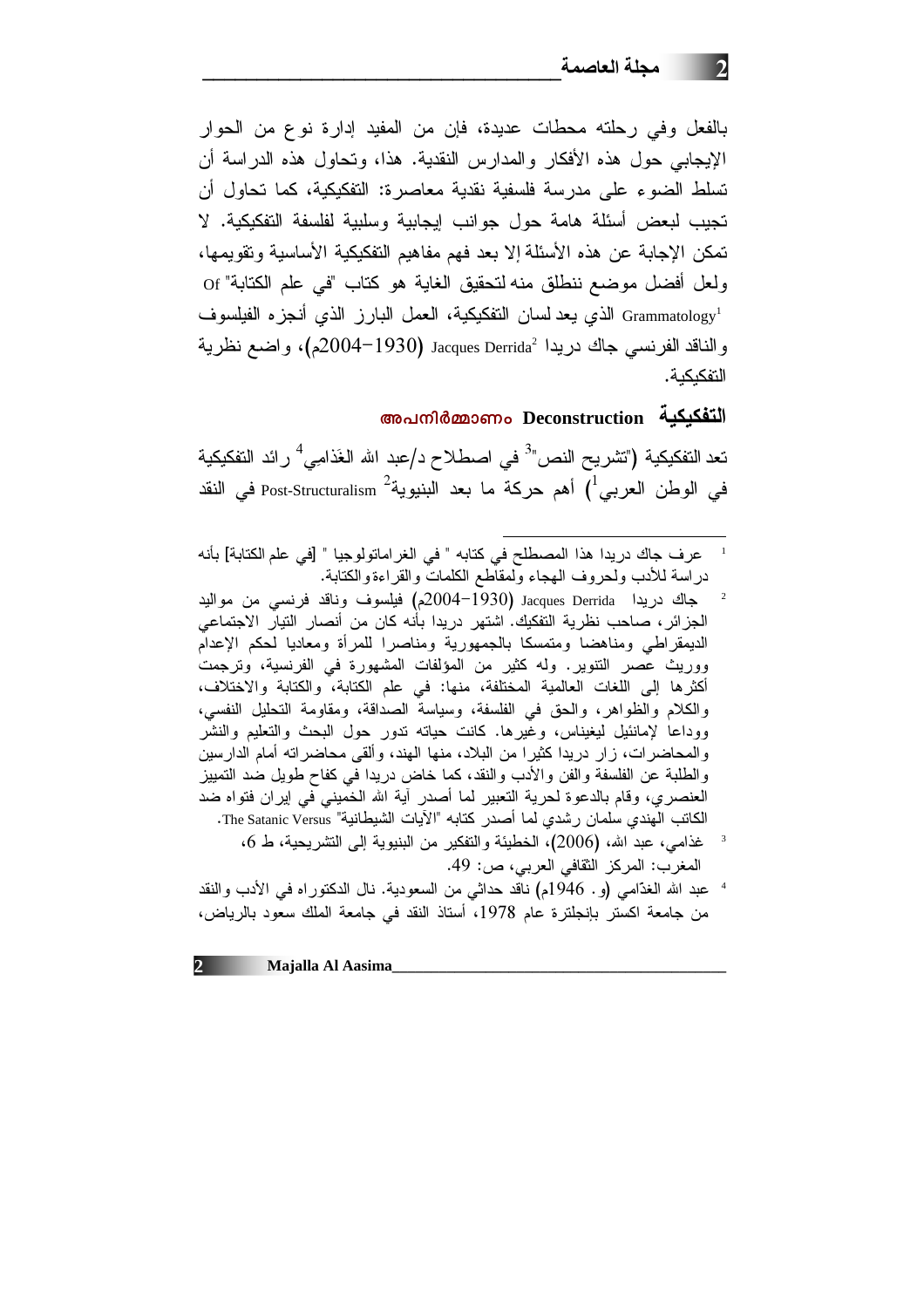بالفعل وفي رحلته محطات عديدة، فإن من المفيد إدارة نوع من الحوار الإيجابي حول هذه الأفكار والمدارس النقدية. هذا، وتحاول هذه الدراسة أن تسلط الضوء على مدرسة فلسفية نقدية معاصرة: التفكيكية، كما تحاول أن تجيب لبعض أسئلة هامة حول جوانب إيجابية وسلبية لفلسفة التفكيكية. لا تمكن الإجابة عن هذه الأسئلة إلا بعد فهم مفاهيم التفكيكية الأساسية وتقويمها، ولعل أفضل موضع ننطلق منه لتحقيق الغاية هو كتاب "في علم الكتابة" Of Grammatology[1] الذي يعد لسان التفكيكية، العمل البارز الذي أنجزه الفيلسوف والناقد الفرنسي جاك دريدا Jacques Derrida[2] (1930-2004م)، واضع نظرية التفكيكية.

## التفكيكية Deconstruction അപനിർമ്മാണം

تعد التفكيكية ("تشريح النص"[3] في اصطلاح د/عبد الله الغَذامِي[4] رائد التفكيكية في الوطن العربي[1]) أهم حركة ما بعد البنيوية[2] Post-Structuralism في النقد

---

[1] عرف جاك دريدا هذا المصطلح في كتابه " في الغراماتولوجيا " [في علم الكتابة] بأنه دراسة للأدب ولحروف الهجاء ولمقاطع الكلمات والقراءة والكتابة.

[2] جاك دريدا Jacques Derrida (1930-2004م) فيلسوف وناقد فرنسي من مواليد الجزائر، صاحب نظرية التفكيك. اشتهر دريدا بأنه كان من أنصار التيار الاجتماعي الديمقراطي ومناهضا ومتمسكا بالجمهورية ومناصرا للمرأة ومعاديا لحكم الإعدام ووريث عصر التنوير. وله كثير من المؤلفات المشهورة في الفرنسية، وترجمت أكثرها إلى اللغات العالمية المختلفة، منها: في علم الكتابة، والكتابة والاختلاف، والكلام والظواهر، والحق في الفلسفة، وسياسة الصداقة، ومقاومة التحليل النفسي، ووداعا لإمانئيل ليغيناس، وغيرها. كانت حياته تدور حول البحث والتعليم والنشر والمحاضرات، زار دريدا كثيرا من البلاد، منها الهند، وألقى محاضراته أمام الدارسين والطلبة عن الفلسفة والفن والأدب والنقد، كما خاض دريدا في كفاح طويل ضد التمييز العنصري، وقام بالدعوة لحرية التعبير لما أصدر آية الله الخميني في إيران فتواه ضد الكاتب الهندي سلمان رشدي لما أصدر كتابه "الآيات الشيطانية" The Satanic Versus.

[3] غذامي، عبد الله، (2006)، الخطيئة والتفكير من البنيوية إلى التشريحية، ط 6، المغرب: المركز الثقافي العربي، ص: 49.

[4] عبد الله الغذّامي (و. 1946م) ناقد حداثي من السعودية. نال الدكتوراه في الأدب والنقد من جامعة اكستر بإنجلترة عام 1978، أستاذ النقد في جامعة الملك سعود بالرياض،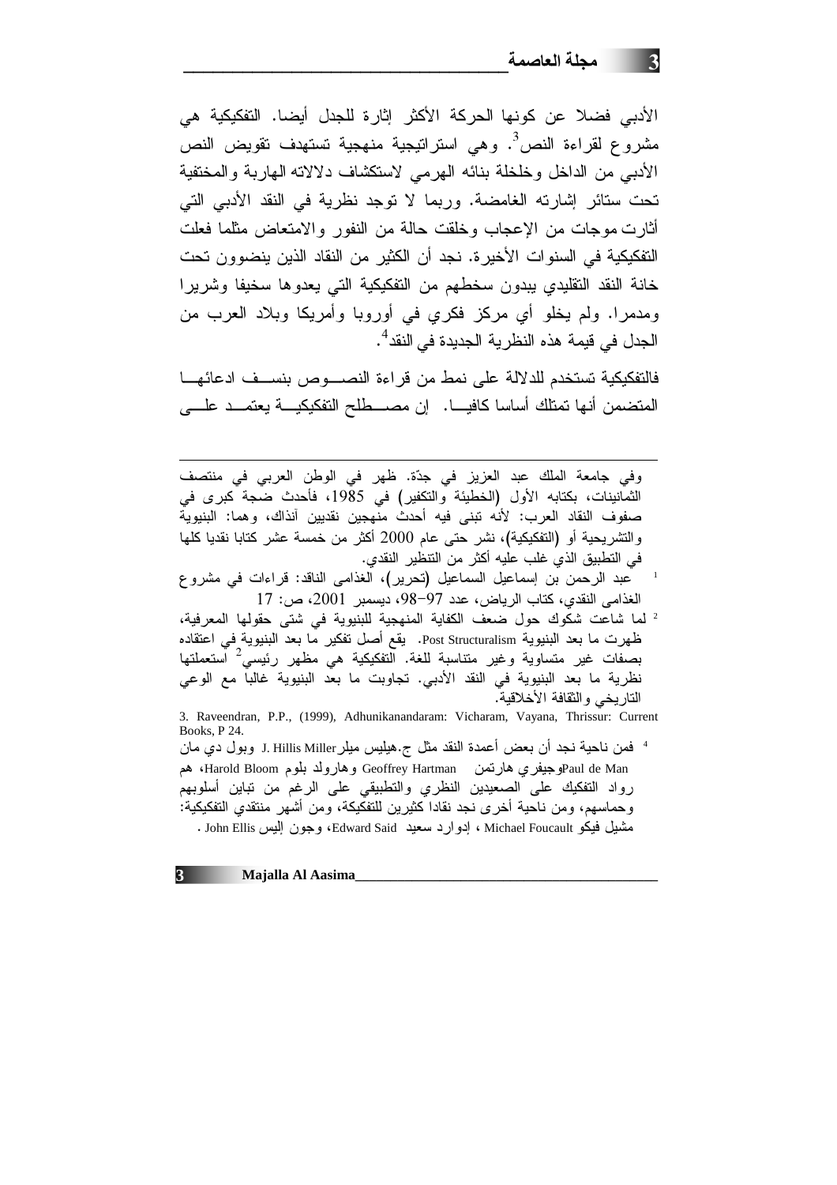الأدبي فضلا عن كونها الحركة الأكثر إثارة للجدل أيضا. التفكيكية هي مشروع لقراءة النص[3]. وهي استراتيجية منهجية تستهدف تقويض النص الأدبي من الداخل وخلخلة بنائه الهرمي لاستكشاف دلالاته الهاربة والمختفية تحت ستائر إشارته الغامضة. وربما لا توجد نظرية في النقد الأدبي التي أثارت موجات من الإعجاب وخلقت حالة من النفور والامتعاض مثلما فعلت التفكيكية في السنوات الأخيرة. نجد أن الكثير من النقاد الذين ينضوون تحت خانة النقد التقليدي يبدون سخطهم من التفكيكية التي يعدوها سخيفا وشريرا ومدمرا. ولم يخلو أي مركز فكري في أوروبا وأمريكا وبلاد العرب من الجدل في قيمة هذه النظرية الجديدة في النقد[4].

فالتفكيكية تستخدم للدلالة على نمط من قراءة النصوص بنسف ادعائها المتضمن أنها تمتلك أساسا كافيا. إن مصطلح التفكيكية يعتمد على

---

وفي جامعة الملك عبد العزيز في جدّة. ظهر في الوطن العربي في منتصف الثمانينات، بكتابه الأول (الخطيئة والتكفير) في 1985، فأحدث ضجة كبرى في صفوف النقاد العرب: لأنه تبنى فيه أحدث منهجين نقديين آنذاك، وهما: البنيوية والتشريحية أو (التفكيكية)، نشر حتى عام 2000 أكثر من خمسة عشر كتابا نقديا كلها في التطبيق الذي غلب عليه أكثر من التنظير النقدي.

[1] عبد الرحمن بن إسماعيل السماعيل (تحرير)، الغذامي الناقد: قراءات في مشروع الغذامي النقدي، كتاب الرياض، عدد 97-98، ديسمبر 2001، ص: 17

[2] لما شاعت شكوك حول ضعف الكفاية المنهجية للبنيوية في شتى حقولها المعرفية، ظهرت ما بعد البنيوية Post Structuralism. يقع أصل تفكير ما بعد البنيوية في اعتقاده بصفات غير متساوية وغير متناسبة للغة. التفكيكية هي مظهر رئيسي[2] استعملتها نظرية ما بعد البنيوية في النقد الأدبي. تجاوبت ما بعد البنيوية غالبا مع الوعي التاريخي والثقافة الأخلاقية.

3. Raveendran, P.P., (1999), Adhunikanandaram: Vicharam, Vayana, Thrissur: Current Books, P 24.

[4] فمن ناحية نجد أن بعض أعمدة النقد مثل ج.هيليس ميلر J. Hillis Miller وبول دي مان Paul de Man وجيفري هارتمن Geoffrey Hartman وهارولد بلوم Harold Bloom، هم رواد التفكيك على الصعيدين النظري والتطبيقي على الرغم من تباين أسلوبهم وحماسهم، ومن ناحية أخرى نجد نقادا كثيرين للتفكيكة، ومن أشهر منتقدي التفكيكية: مشيل فيكو Michael Foucault ، إدوارد سعيد Edward Said، وجون إليس John Ellis .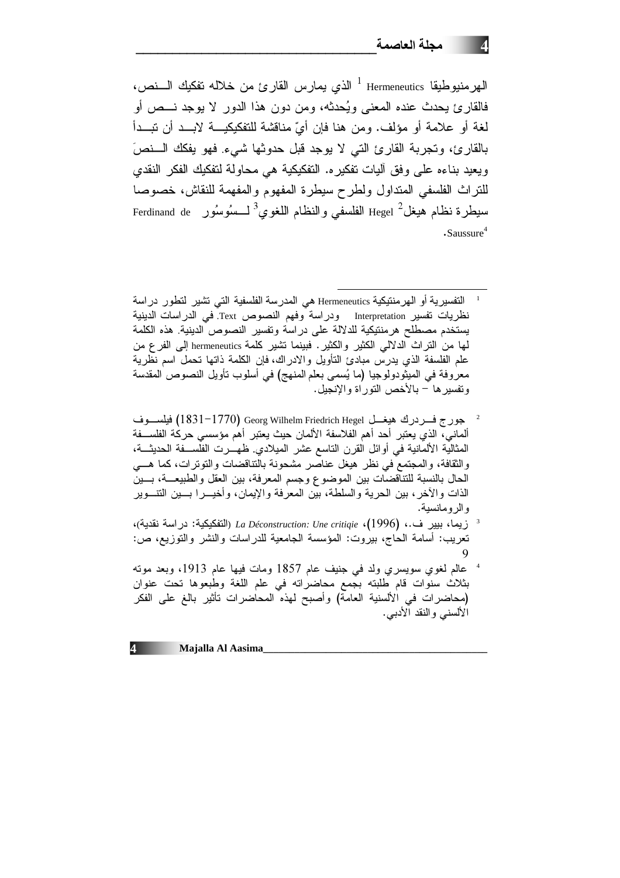الهرمنيوطيقا Hermeneutics [1] الذي يمارس القارئ من خلاله تفكيك النص، فالقارئ يحدث عنده المعنى ويُحدثه، ومن دون هذا الدور لا يوجد نص أو لغة أو علامة أو مؤلف. ومن هنا فإن أيّ مناقشة للتفكيكية لابد أن تبدأ بالقارئ، وتجربة القارئ التي لا يوجد قبل حدوثها شيء. فهو يفكك النصَ ويعيد بناءه على وفق آليات تفكيره. التفكيكية هي محاولة لتفكيك الفكر النقدي للتراث الفلسفي المتداول ولطرح سيطرة المفهوم والمفهمة للنقاش، خصوصا سيطرة نظام هيغل[2] Hegel الفلسفي والنظام اللغوي[3] لسُوسُور Ferdinand de Saussure[4].

---

[1] التفسيرية أو الهرمنتيكية Hermeneutics هي المدرسة الفلسفية التي تشير لتطور دراسة نظريات تفسير Interpretation ودراسة وفهم النصوص Text. في الدراسات الدينية يستخدم مصطلح هرمنتيكية للدلالة على دراسة وتفسير النصوص الدينية. هذه الكلمة لها من التراث الدلالي الكثير والكثير. فبينما تشير كلمة hermeneutics إلى الفرع من علم الفلسفة الذي يدرس مبادئ التأويل والادراك، فإن الكلمة ذاتها تحمل اسم نظرية معروفة في الميثودولوجيا (ما يُسمى بعلم المنهج) في أسلوب تأويل النصوص المقدسة وتفسيرها – بالأخص التوراة والإنجيل.

[2] جورج فردرك هيغل Georg Wilhelm Friedrich Hegel (1770–1831) فيلسوف ألماني، الذي يعتبر أحد أهم الفلاسفة الألمان حيث يعتبر أهم مؤسسي حركة الفلسفة المثالية الألمانية في أوائل القرن التاسع عشر الميلادي. ظهرت الفلسفة الحديثة، والثقافة، والمجتمع في نظر هيغل عناصر مشحونة بالتناقضات والتوترات، كما هي الحال بالنسبة للتناقضات بين الموضوع وجسم المعرفة، بين العقل والطبيعة، بين الذات والآخر، بين الحرية والسلطة، بين المعرفة والإيمان، وأخيرا بين التنوير والرومانسية.

[3] زيما، بيير ف.، (1996)، *La Déconstruction: Une critiqie* (التفكيكية: دراسة نقدية)، تعريب: أسامة الحاج، بيروت: المؤسسة الجامعية للدراسات والنشر والتوزيع، ص: 9

[4] عالم لغوي سويسري ولد في جنيف عام 1857 ومات فيها عام 1913، وبعد موته بثلاث سنوات قام طلبته بجمع محاضراته في علم اللغة وطبعوها تحت عنوان (محاضرات في الألسنية العامة) وأصبح لهذه المحاضرات تأثير بالغ على الفكر الألسني والنقد الأدبي.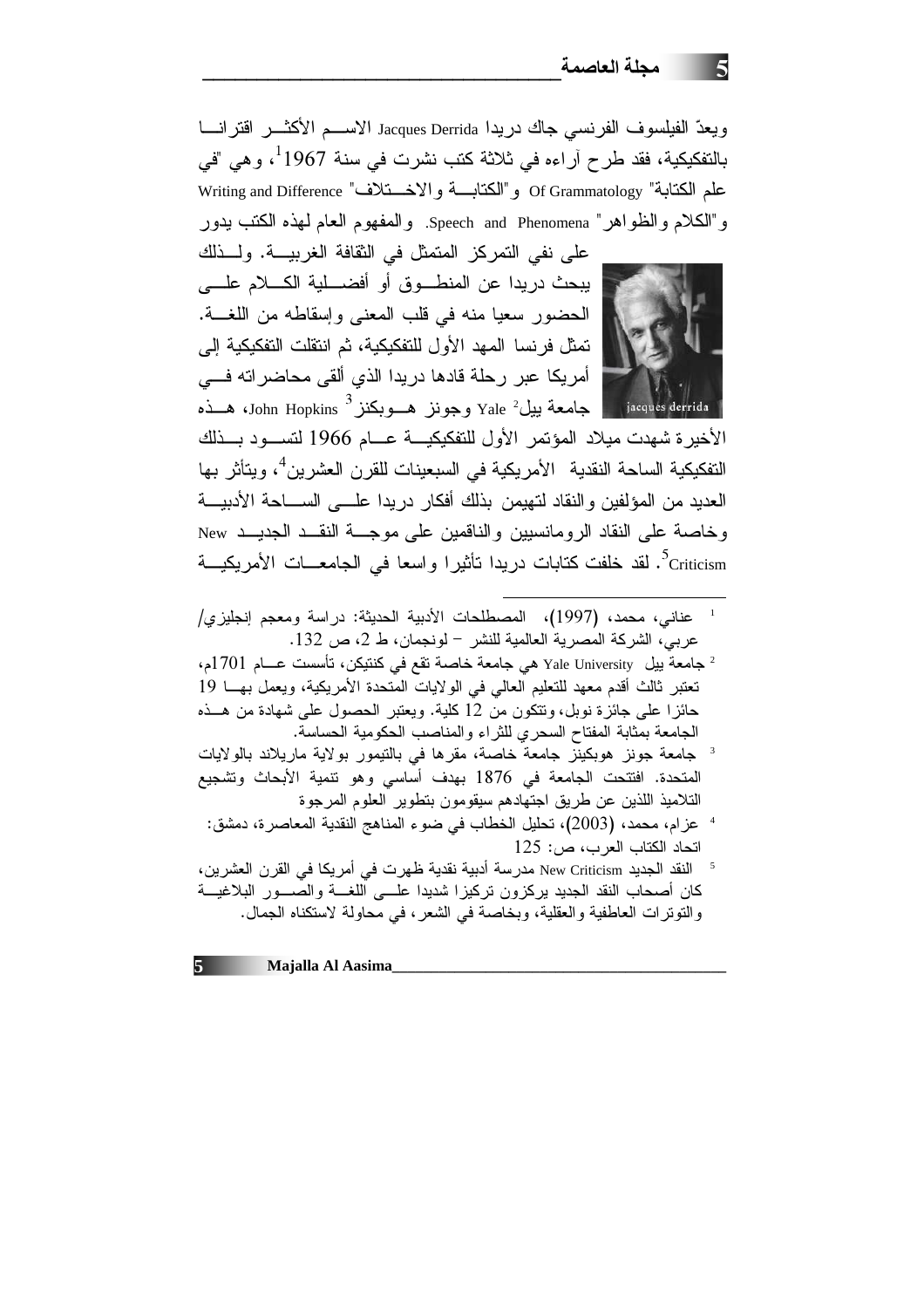ويعدّ الفيلسوف الفرنسي جاك دريدا Jacques Derrida الاسم الأكثر اقترانا بالتفكيكية، فقد طرح آراءه في ثلاثة كتب نشرت في سنة 1967[1]، وهي "في علم الكتابة" Of Grammatology و"الكتابة والاختلاف" Writing and Difference و"الكلام والظواهر" Speech and Phenomena. والمفهوم العام لهذه الكتب يدور على نفي التمركز المتمثل في الثقافة الغربية. ولذلك يبحث دريدا عن المنطوق أو أفضلية الكلام على الحضور سعيا منه في قلب المعنى وإسقاطه من اللغة. تمثل فرنسا المهد الأول للتفكيكية، ثم انتقلت التفكيكية إلى أمريكا عبر رحلة قادها دريدا الذي ألقى محاضراته في جامعة ييل[2] Yale وجونز هوبكنز[3] John Hopkins، هذه الأخيرة شهدت ميلاد المؤتمر الأول للتفكيكية عام 1966 لتسود بذلك التفكيكية الساحة النقدية الأمريكية في السبعينات للقرن العشرين[4]، ويتأثر بها العديد من المؤلفين والنقاد لتهيمن بذلك أفكار دريدا على الساحة الأدبية وخاصة على النقاد الرومانسيين والناقمين على موجة النقد الجديد New Criticism[5]. لقد خلفت كتابات دريدا تأثيرا واسعا في الجامعات الأمريكية

jacques derrida

---

[1] عناني، محمد، (1997)، المصطلحات الأدبية الحديثة: دراسة ومعجم إنجليزي/ عربي، الشركة المصرية العالمية للنشر – لونجمان، ط 2، ص 132.

[2] جامعة ييل Yale University هي جامعة خاصة تقع في كنتيكن، تأسست عام 1701م، تعتبر ثالث أقدم معهد للتعليم العالي في الولايات المتحدة الأمريكية، ويعمل بها 19 حائزا على جائزة نوبل، وتتكون من 12 كلية. ويعتبر الحصول على شهادة من هذه الجامعة بمثابة المفتاح السحري للثراء والمناصب الحكومية الحساسة.

[3] جامعة جونز هوبكينز جامعة خاصة، مقرها في بالتيمور بولاية ماريلاند بالولايات المتحدة. افتتحت الجامعة في 1876 بهدف أساسي وهو تنمية الأبحاث وتشجيع التلاميذ اللذين عن طريق اجتهادهم سيقومون بتطوير العلوم المرجوة

[4] عزام، محمد، (2003)، تحليل الخطاب في ضوء المناهج النقدية المعاصرة، دمشق: اتحاد الكتاب العرب، ص: 125

[5] النقد الجديد New Criticism مدرسة أدبية نقدية ظهرت في أمريكا في القرن العشرين، كان أصحاب النقد الجديد يركزون تركيزا شديدا على اللغة والصور البلاغية والتوترات العاطفية والعقلية، وبخاصة في الشعر، في محاولة لاستكناه الجمال.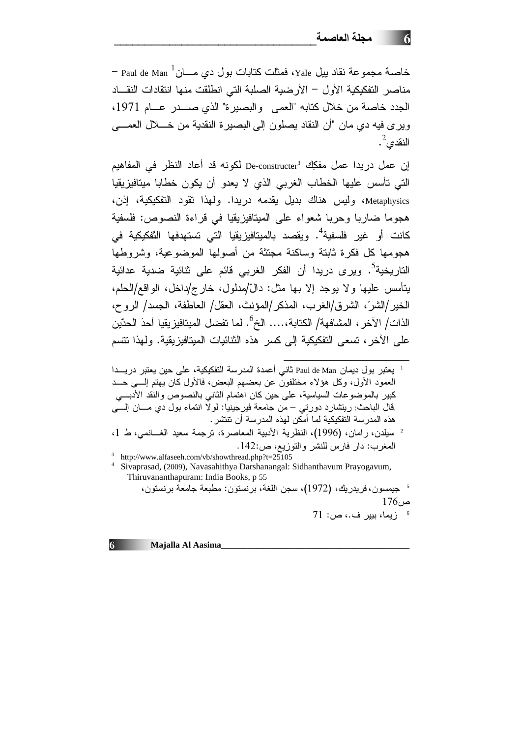خاصة مجموعة نقاد ييل Yale، فمثلت كتابات بول دي مـــان[1] Paul de Man – مناصر التفكيكية الأول – الأرضية الصلبة التي انطلقت منها انتقادات النقـــاد الجدد خاصة من خلال كتابه "العمى والبصيرة" الذي صـــدر عـــام 1971، ويرى فيه دي مان "أن النقاد يصلون إلى البصيرة النقدية من خـــلال العمـــى النقدي[2].

إن عمل دريدا عمل مفكِك De-constructer[3] لكونه قد أعاد النظر في المفاهيم التي تأسس عليها الخطاب الغربي الذي لا يعدو أن يكون خطابا ميتافيزيقيا Metaphysics، وليس هناك بديل يقدمه دريدا. ولهذا تقود التفكيكية، إذن، هجوما ضاربا وحربا شعواء على الميتافيزيقيا في قراءة النصوص: فلسفية كانت أو غير فلسفية[4]. ويقصد بالميتافيزيقيا التي تستهدفها التّفكيكية في هجومها كل فكرة ثابتة وساكنة مجتثة من أصولها الموضوعية، وشروطها التاريخية[5]. ويرى دريدا أن الفكر الغربي قائم على ثنائية ضدية عدائية يتأسس عليها ولا يوجد إلا بها مثل: دالّ/مدلول، خارج/داخل، الواقع/الحلم، الخير/الشرّ، الشرق/الغرب، المذكر/المؤنث، العقل/ العاطفة، الجسد/ الروح، الذات/ الآخر، المشافهة/ الكتابة،.... الخ[6]. لما تفضل الميتافيزيقيا أحدَ الحدّين على الآخر، تسعى التفكيكية إلى كسر هذه الثنائيات الميتافيزيقية. ولهذا تتسم

---

[1] يعتبر بول ديمان Paul de Man ثاني أعمدة المدرسة التفكيكية، على حين يعتبر دريـــدا العمود الأول، وكل هؤلاء مختلفون عن بعضهم البعض، فالأول كان يهتم إلـــى حـــد كبير بالموضوعات السياسية، على حين كان اهتمام الثاني بالنصوص والنقد الأدبـــي. قال الباحث: ريتشارد دورتي – من جامعة فيرجينيا: لولا انتماء بول دي مـــان إلـــى هذه المدرسة التفكيكية لما أمكن لهذه المدرسة أن تنتشر.

[2] سيلدن، رامان، (1996)، النظرية الأدبية المعاصرة، ترجمة سعيد الغـــانمي، ط 1، المغرب: دار فارس للنشر والتوزيع، ص:142.

[3] http://www.alfaseeh.com/vb/showthread.php?t=25105

[4] Sivaprasad, (2009), Navasahithya Darshanangal: Sidhanthavum Prayogavum, Thiruvananthapuram: India Books, p 55

[5] جيمسون، فريدريك، (1972)، سجن اللغة، برنستون: مطبعة جامعة برنستون، ص176

[6] زيما، بيير ف.، ص: 71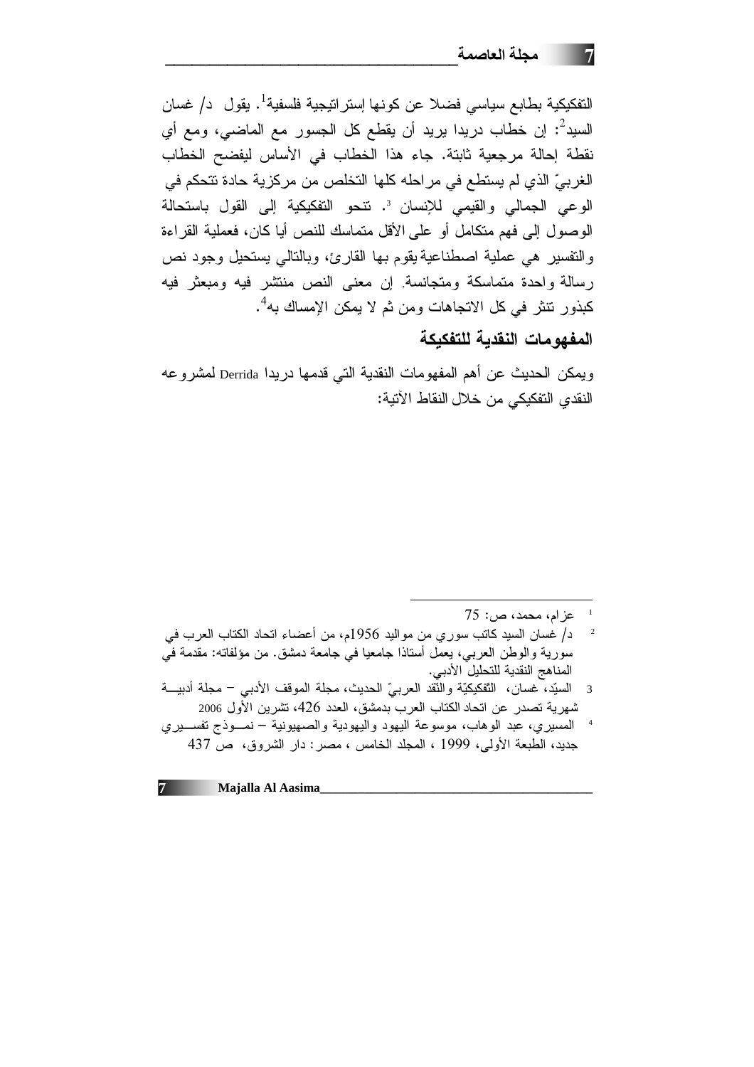التفكيكية بطابع سياسي فضلا عن كونها إستراتيجية فلسفية[1]. يقول د/ غسان السيد[2]: إن خطاب دريدا يريد أن يقطع كل الجسور مع الماضي، ومع أي نقطة إحالة مرجعية ثابتة. جاء هذا الخطاب في الأساس ليفضح الخطاب الغربيّ الذي لم يستطع في مراحله كلها التخلص من مركزية حادة تتحكم في الوعي الجمالي والقيمي للإنسان [3]. تنحو التفكيكية إلى القول باستحالة الوصول إلى فهم متكامل أو على الأقل متماسك للنص أيا كان، فعملية القراءة والتفسير هي عملية اصطناعية يقوم بها القارئ، وبالتالي يستحيل وجود نص رسالة واحدة متماسكة ومتجانسة. إن معنى النص منتشر فيه ومبعثر فيه كبذور تنثر في كل الاتجاهات ومن ثم لا يمكن الإمساك به[4].

### المفهومات النقدية للتفكيكة

ويمكن الحديث عن أهم المفهومات النقدية التي قدمها دريدا Derrida لمشروعه النقدي التفكيكي من خلال النقاط الآتية:

---

[1] عزام، محمد، ص: 75

[2] د/ غسان السيد كاتب سوري من مواليد 1956م، من أعضاء اتحاد الكتاب العرب في سورية والوطن العربي، يعمل أستاذا جامعيا في جامعة دمشق. من مؤلفاته: مقدمة في المناهج النقدية للتحليل الأدبي.

[3] السيّد، غسان، التفكيكيّة والنّقد العربيّ الحديث، مجلة الموقف الأدبي – مجلة أدبية شهرية تصدر عن اتحاد الكتاب العرب بدمشق، العدد 426، تشرين الأول 2006

[4] المسيري، عبد الوهاب، موسوعة اليهود واليهودية والصهيونية – نموذج تفسيري جديد، الطبعة الأولى، 1999 ، المجلد الخامس ، مصر: دار الشروق، ص 437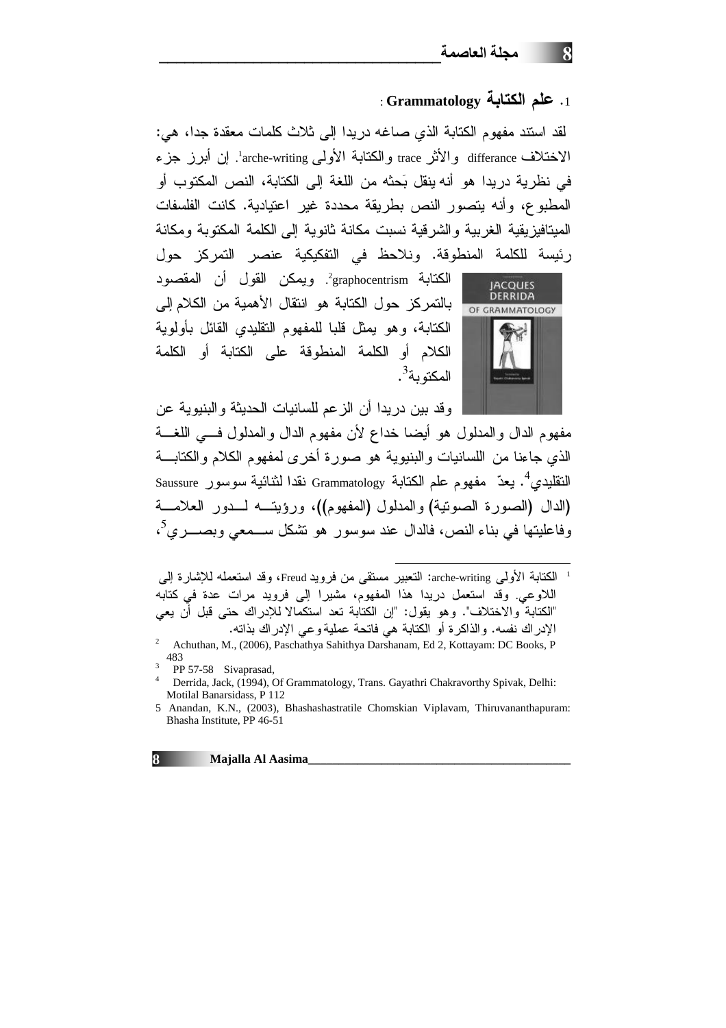### 1. علم الكتابة Grammatology :

لقد استند مفهوم الكتابة الذي صاغه دريدا إلى ثلاث كلمات معقدة جدا، هي: الاختلاف differance والأثر trace والكتابة الأولى arche-writing[1]. إن أبرز جزء في نظرية دريدا هو أنه ينقل بَحثه من اللغة إلى الكتابة، النص المكتوب أو المطبوع، وأنه يتصور النص بطريقة محددة غير اعتيادية. كانت الفلسفات الميتافيزيقية الغربية والشرقية نسبت مكانة ثانوية إلى الكلمة المكتوبة ومكانة رئيسة للكلمة المنطوقة. ونلاحظ في التفكيكية عنصر التمركز حول الكتابة graphocentrism[2]. ويمكن القول أن المقصود بالتمركز حول الكتابة هو انتقال الأهمية من الكلام إلى الكتابة، وهو يمثل قلبا للمفهوم التقليدي القائل بأولوية الكلام أو الكلمة المنطوقة على الكتابة أو الكلمة المكتوبة[3].

وقد بين دريدا أن الزعم للسانيات الحديثة والبنيوية عن مفهوم الدال والمدلول هو أيضا خداع لأن مفهوم الدال والمدلول في اللغة الذي جاءنا من اللسانيات والبنيوية هو صورة أخرى لمفهوم الكلام والكتابة التقليدي[4]. يعدّ مفهوم علم الكتابة Grammatology نقدا لثنائية سوسور Saussure (الدال (الصورة الصوتية) والمدلول (المفهوم))، ورؤيته لدور العلامة وفاعليتها في بناء النص، فالدال عند سوسور هو تشكل سمعي وبصري[5]،

---

[1] الكتابة الأولى arche-writing: التعبير مستقى من فرويد Freud، وقد استعمله للإشارة إلى اللاوعي. وقد استعمل دريدا هذا المفهوم، مشيرا إلى فرويد مرات عدة في كتابه "الكتابة والاختلاف". وهو يقول: "إن الكتابة تعد استكمالا للإدراك حتى قبل أن يعي الإدراك نفسه. والذاكرة أو الكتابة هي فاتحة عملية وعي الإدراك بذاته.

[2] Achuthan, M., (2006), Paschathya Sahithya Darshanam, Ed 2, Kottayam: DC Books, P 483

[3] PP 57-58 Sivaprasad,

[4] Derrida, Jack, (1994), Of Grammatology, Trans. Gayathri Chakravorthy Spivak, Delhi: Motilal Banarsidass, P 112

[5] Anandan, K.N., (2003), Bhashashastratile Chomskian Viplavam, Thiruvananthapuram: Bhasha Institute, PP 46-51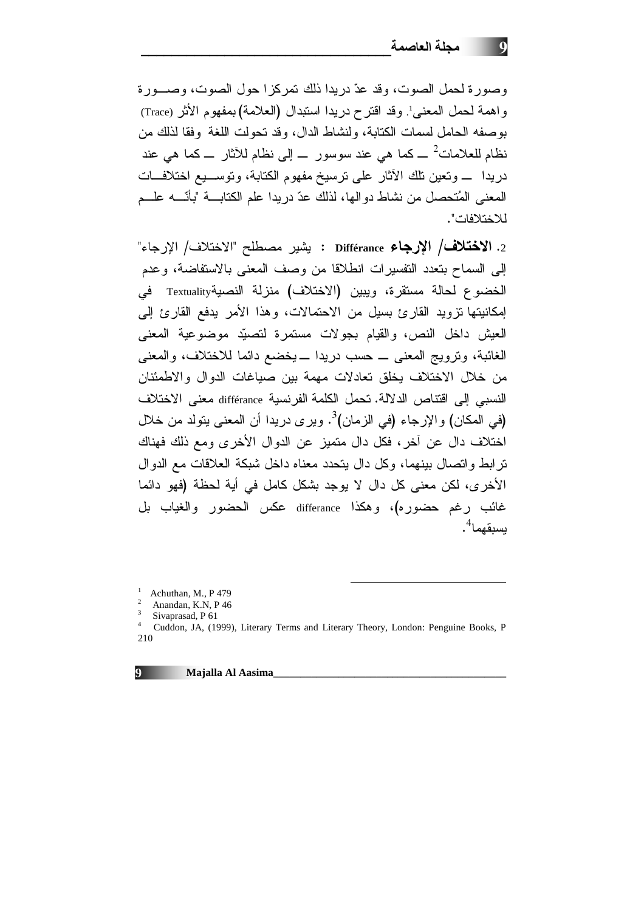وصورة لحمل الصوت، وقد عدّ دريدا ذلك تمركزا حول الصوت، وصـــورة واهمة لحمل المعنى[1]. وقد اقترح دريدا استبدال (العلامة) بمفهوم الأثر (Trace) بوصفه الحامل لسمات الكتابة، ولنشاط الدال، وقد تحولت اللغة وفقا لذلك من نظام للعلامات[2] ــ كما هي عند سوسور ــ إلى نظام للآثار ــ كما هي عند دريدا ــ وتعين تلك الآثار على ترسيخ مفهوم الكتابة، وتوســيع اختلافــات المعنى المُتحصل من نشاط دوالها، لذلك عدّ دريدا علم الكتابـــة "بأنّـــه علـــم للاختلافات".

2. **الاختلاف/ الإرجاء Différance** : يشير مصطلح "الاختلاف/ الإرجاء" إلى السماح بتعدد التفسيرات انطلاقا من وصف المعنى بالاستفاضة، وعدم الخضوع لحالة مستقرة، ويبين (الاختلاف) منزلة النصيةTextuality في إمكانيتها تزويد القارئ بسيل من الاحتمالات، وهذا الأمر يدفع القارئ إلى العيش داخل النص، والقيام بجولات مستمرة لتصيّد موضوعية المعنى الغائبة، وترويج المعنى ــ حسب دريدا ــ يخضع دائما للاختلاف، والمعنى من خلال الاختلاف يخلق تعادلات مهمة بين صياغات الدوال والاطمئنان النسبي إلى اقتناص الدلالة. تحمل الكلمة الفرنسية différance معنى الاختلاف (في المكان) والإرجاء (في الزمان)[3]. ويرى دريدا أن المعنى يتولد من خلال اختلاف دال عن آخر، فكل دال متميز عن الدوال الأخرى ومع ذلك فهناك ترابط واتصال بينهما، وكل دال يتحدد معناه داخل شبكة العلاقات مع الدوال الأخرى، لكن معنى كل دال لا يوجد بشكل كامل في أية لحظة (فهو دائما غائب رغم حضوره)، وهكذا differance عكس الحضور والغياب بل يسبقهما[4].

---

[1] Achuthan, M., P 479

[2] Anandan, K.N, P 46

[3] Sivaprasad, P 61

[4] Cuddon, JA, (1999), Literary Terms and Literary Theory, London: Penguine Books, P 210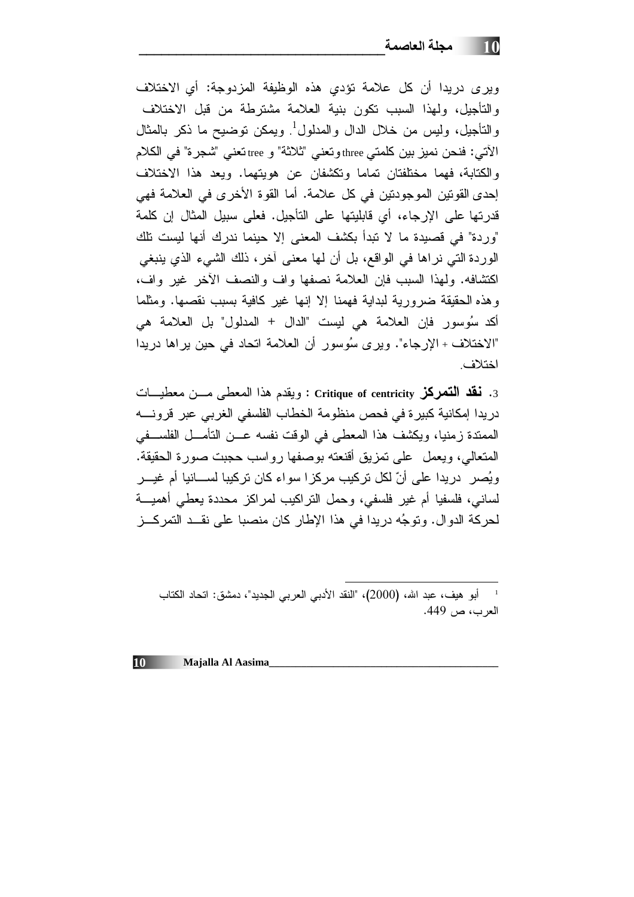ويرى دريدا أن كل علامة تؤدي هذه الوظيفة المزدوجة: أي الاختلاف والتأجيل، ولهذا السبب تكون بنية العلامة مشترطة من قبل الاختلاف والتأجيل، وليس من خلال الدال والمدلول[1]. ويمكن توضيح ما ذكر بالمثال الآتي: فنحن نميز بين كلمتي three وتعني "ثلاثة" و tree تعني "شجرة" في الكلام والكتابة، فهما مختلفتان تماما وتكشفان عن هويتهما. ويعد هذا الاختلاف إحدى القوتين الموجودتين في كل علامة. أما القوة الأخرى في العلامة فهي قدرتها على الإرجاء، أي قابليتها على التأجيل. فعلى سبيل المثال إن كلمة "وردة" في قصيدة ما لا تبدأ بكشف المعنى إلا حينما ندرك أنها ليست تلك الوردة التي نراها في الواقع، بل أن لها معنى آخر، ذلك الشيء الذي ينبغي اكتشافه. ولهذا السبب فإن العلامة نصفها واف والنصف الآخر غير واف، وهذه الحقيقة ضرورية لبداية فهمنا إلا إنها غير كافية بسبب نقصها. ومثلما أكد سُوسور فإن العلامة هي ليست "الدال + المدلول" بل العلامة هي "الاختلاف + الإرجاء". ويرى سُوسور أن العلامة اتحاد في حين يراها دريدا اختلاف.

3. **نقد التمركز** **Critique of centricity** : ويقدم هذا المعطى من معطيات دريدا إمكانية كبيرة في فحص منظومة الخطاب الفلسفي الغربي عبر قرونه الممتدة زمنيا، ويكشف هذا المعطى في الوقت نفسه عن التأمل الفلسفي المتعالي، ويعمل على تمزيق أقنعته بوصفها رواسب حجبت صورة الحقيقة. ويُصر دريدا على أنّ لكل تركيب مركزا سواء كان تركيبا لسانيا أم غير لساني، فلسفيا أم غير فلسفي، وحمل التراكيب لمراكز محددة يعطي أهمية لحركة الدوال. وتوجُه دريدا في هذا الإطار كان منصبا على نقد التمركز

---

[1] أبو هيف، عبد الله، (2000)، "النقد الأدبي العربي الجديد"، دمشق: اتحاد الكتاب العرب، ص 449.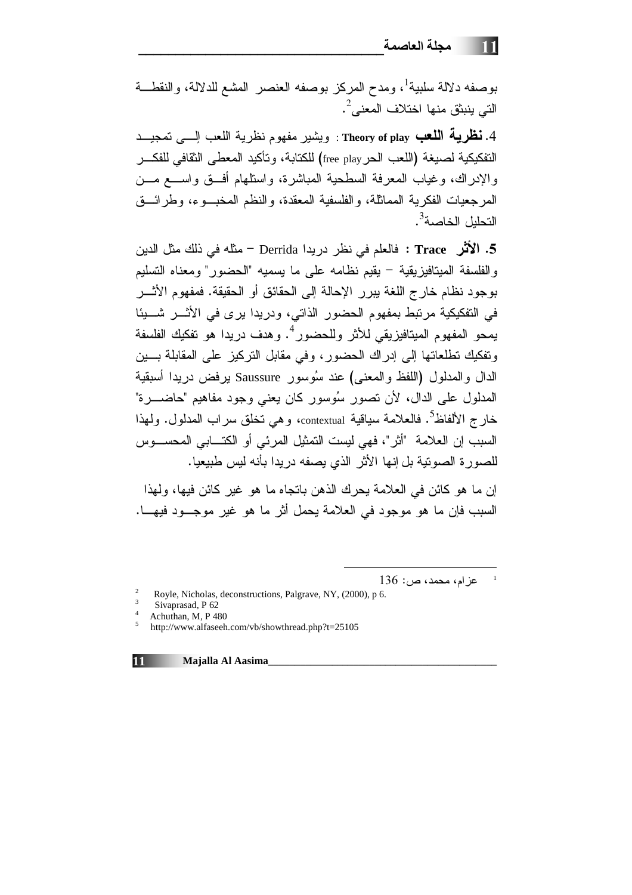بوصفه دلالة سلبية[1]، ومدح المركز بوصفه العنصر المشع للدلالة، والنقطة التي ينبثق منها اختلاف المعنى[2].

4. **نظرية اللعب Theory of play** : ويشير مفهوم نظرية اللعب إلى تمجيد التفكيكية لصيغة (اللعب الحر free play) للكتابة، وتأكيد المعطى الثقافي للفكر والإدراك، وغياب المعرفة السطحية المباشرة، واستلهام أفق واسع من المرجعيات الفكرية المماثلة، والفلسفية المعقدة، والنظم المخبوء، وطرائق التحليل الخاصة[3].

5. **الأثر Trace** : فالعلم في نظر دريدا Derrida – مثله في ذلك مثل الدين والفلسفة الميتافيزيقية – يقيم نظامه على ما يسميه "الحضور" ومعناه التسليم بوجود نظام خارج اللغة يبرر الإحالة إلى الحقائق أو الحقيقة. فمفهوم الأثر في التفكيكية مرتبط بمفهوم الحضور الذاتي، ودريدا يرى في الأثر شيئا يمحو المفهوم الميتافيزيقي للأثر وللحضور[4]. وهدف دريدا هو تفكيك الفلسفة وتفكيك تطلعاتها إلى إدراك الحضور، وفي مقابل التركيز على المقابلة بين الدال والمدلول (اللفظ والمعنى) عند سُوسور Saussure يرفض دريدا أسبقية المدلول على الدال، لأن تصور سُوسور كان يعني وجود مفاهيم "حاضرة" خارج الألفاظ[5]. فالعلامة سياقية contextual، وهي تخلق سراب المدلول. ولهذا السبب إن العلامة "أثر"، فهي ليست التمثيل المرئي أو الكتابي المحسوس للصورة الصوتية بل إنها الأثر الذي يصفه دريدا بأنه ليس طبيعيا.

إن ما هو كائن في العلامة يحرك الذهن باتجاه ما هو غير كائن فيها، ولهذا السبب فإن ما هو موجود في العلامة يحمل أثر ما هو غير موجود فيها.

---

1 عزام، محمد، ص: 136

2 Royle, Nicholas, deconstructions, Palgrave, NY, (2000), p 6.

3 Sivaprasad, P 62

4 Achuthan, M, P 480

5 http://www.alfaseeh.com/vb/showthread.php?t=25105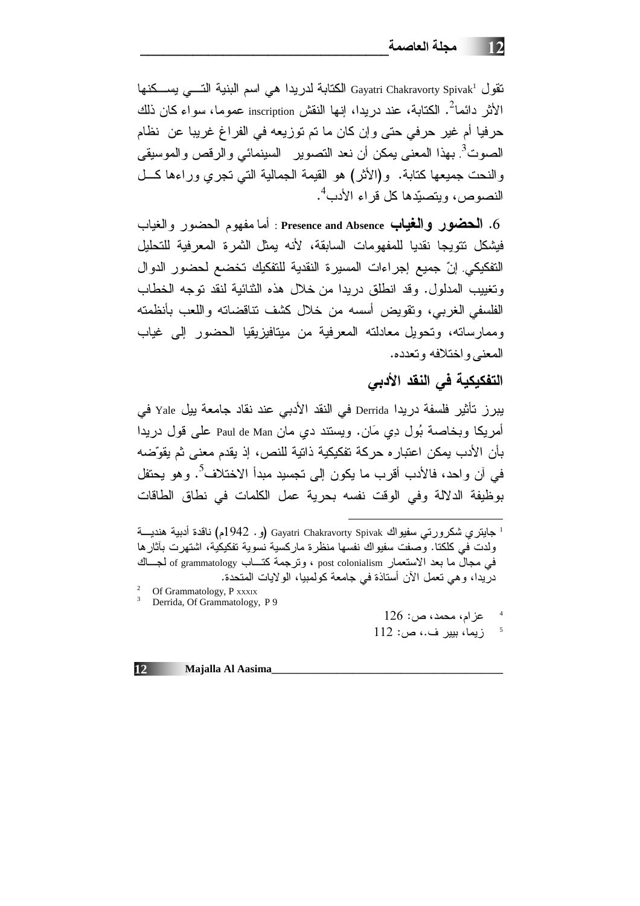تقول Gayatri Chakravorty Spivak[1] الكتابة لدريدا هي اسم البنية التـــي يســـكنها الأثر دائما[2]. الكتابة، عند دريدا، إنها النقش inscription عموما، سواء كان ذلك حرفيا أم غير حرفي حتى وإن كان ما تم توزيعه في الفراغ غريبا عن نظام الصوت[3]. بهذا المعنى يمكن أن نعد التصوير السينمائي والرقص والموسيقى والنحت جميعها كتابة. و(الأثر) هو القيمة الجمالية التي تجري وراءها كـــل النصوص، ويتصيّدها كل قراء الأدب[4].

6. **الحضور والغياب Presence and Absence** : أما مفهوم الحضور والغياب فيشكل تتويجا نقديا للمفهومات السابقة، لأنه يمثل الثمرة المعرفية للتحليل التفكيكي. إنّ جميع إجراءات المسيرة النقدية للتفكيك تخضع لحضور الدوال وتغييب المدلول. وقد انطلق دريدا من خلال هذه الثنائية لنقد توجه الخطاب الفلسفي الغربي، وتقويض أسسه من خلال كشف تناقضاته واللعب بأنظمته وممارساته، وتحويل معادلته المعرفية من ميتافيزيقيا الحضور إلى غياب المعنى واختلافه وتعدده.

## التفكيكية في النقد الأدبي

يبرز تأثير فلسفة دريدا Derrida في النقد الأدبي عند نقاد جامعة ييل Yale في أمريكا وبخاصة بُول دِي مَان. ويستند دي مان Paul de Man على قول دريدا بأن الأدب يمكن اعتباره حركة تفكيكية ذاتية للنص، إذ يقدم معنى ثم يقوّضه في آن واحد، فالأدب أقرب ما يكون إلى تجسيد مبدأ الاختلاف[5]. وهو يحتفل بوظيفة الدلالة وفي الوقت نفسه بحرية عمل الكلمات في نطاق الطاقات

---

[1] جايتري شكرورتي سفيواك Gayatri Chakravorty Spivak (و. 1942م) ناقدة أدبية هنديـــة ولدت في كلكتا. وصفت سفيواك نفسها منظرة ماركسية نسوية تفكيكية، اشتهرت بآثارها في مجال ما بعد الاستعمار post colonialism ، وترجمة كتـــاب of grammatology لجـــاك دريدا، وهي تعمل الآن أستاذة في جامعة كولمبيا، الولايات المتحدة.

[2] Of Grammatology, P xxxix

[3] Derrida, Of Grammatology, P 9

[4] عزام، محمد، ص: 126

[5] زيما، بيير ف.، ص: 112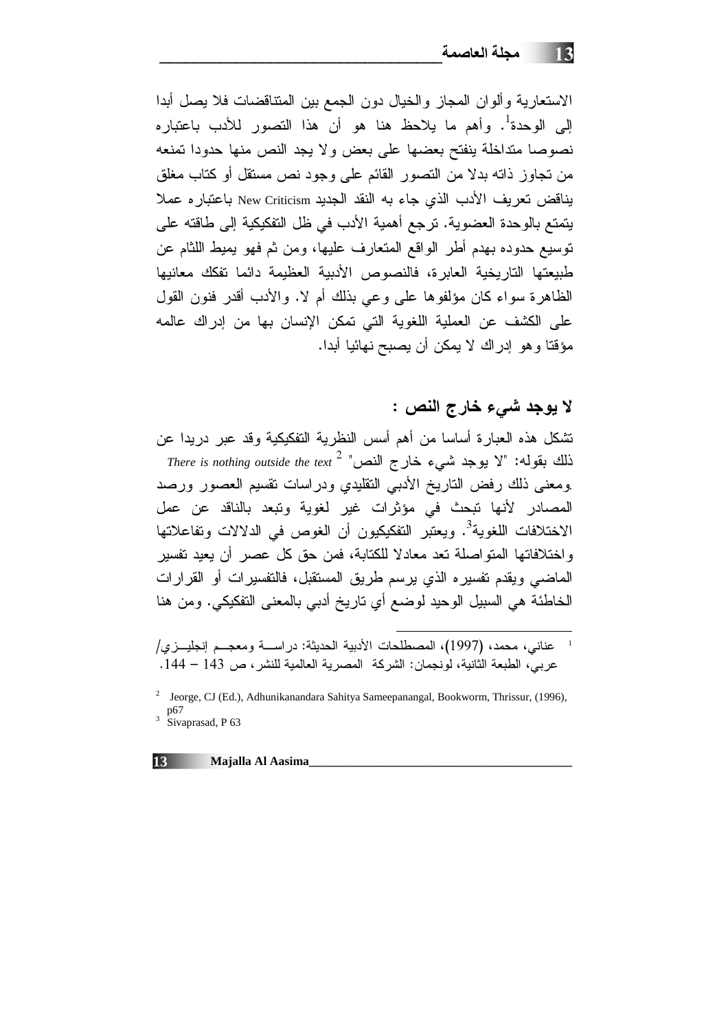الاستعارية وألوان المجاز والخيال دون الجمع بين المتناقضات فلا يصل أبدا إلى الوحدة[1]. وأهم ما يلاحظ هنا هو أن هذا التصور للأدب باعتباره نصوصا متداخلة ينفتح بعضها على بعض ولا يجد النص منها حدودا تمنعه من تجاوز ذاته بدلا من التصور القائم على وجود نص مستقل أو كتاب مغلق يناقض تعريف الأدب الذي جاء به النقد الجديد New Criticism باعتباره عملا يتمتع بالوحدة العضوية. ترجع أهمية الأدب في ظل التفكيكية إلى طاقته على توسيع حدوده بهدم أطر الواقع المتعارف عليها، ومن ثم فهو يميط اللثام عن طبيعتها التاريخية العابرة، فالنصوص الأدبية العظيمة دائما تفكك معانيها الظاهرة سواء كان مؤلفوها على وعي بذلك أم لا. والأدب أقدر فنون القول على الكشف عن العملية اللغوية التي تمكن الإنسان بها من إدراك عالمه مؤقتا وهو إدراك لا يمكن أن يصبح نهائيا أبدا.

## لا يوجد شيء خارج النص :

تشكل هذه العبارة أساسا من أهم أسس النظرية التفكيكية وقد عبر دريدا عن ذلك بقوله: "لا يوجد شيء خارج النص" *There is nothing outside the text* [2]. ومعنى ذلك رفض التاريخ الأدبي التقليدي ودراسات تقسيم العصور ورصد المصادر لأنها تبحث في مؤثرات غير لغوية وتبعد بالناقد عن عمل الاختلافات اللغوية[3]. ويعتبر التفكيكيون أن الغوص في الدلالات وتفاعلاتها واختلافاتها المتواصلة تعد معادلا للكتابة، فمن حق كل عصر أن يعيد تفسير الماضي ويقدم تفسيره الذي يرسم طريق المستقبل، فالتفسيرات أو القرارات الخاطئة هي السبيل الوحيد لوضع أي تاريخ أدبي بالمعنى التفكيكي. ومن هنا

---

[1] عناني، محمد، (1997)، المصطلحات الأدبية الحديثة: دراسة ومعجم إنجليزي/ عربي، الطبعة الثانية، لونجمان: الشركة المصرية العالمية للنشر، ص 143 – 144.

[2] Jeorge, CJ (Ed.), Adhunikanandara Sahitya Sameepanangal, Bookworm, Thrissur, (1996), p67

[3] Sivaprasad, P 63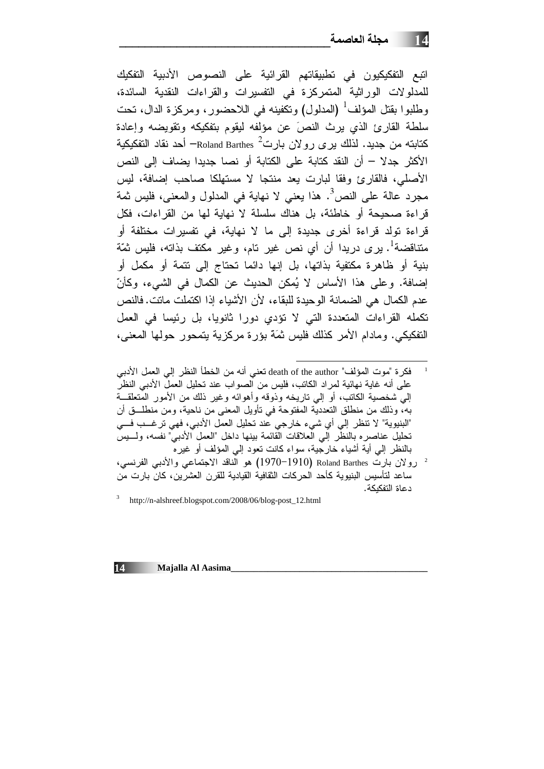اتبع التفكيكيون في تطبيقاتهم القرائية على النصوص الأدبية التفكيك للمدلولات الوراثية المتمركزة في التفسيرات والقراءات النقدية السائدة، وطلبوا بقتل المؤلف[1] (المدلول) وتكفينه في اللاحضور، ومركزة الدال، تحت سلطة القارئ الذي يرث النصَ عن مؤلفه ليقوم بتفكيكه وتقويضه وإعادة كتابته من جديد. لذلك يرى رولان بارت[2] Roland Barthes– أحد نقاد التفكيكية الأكثر جدلا – أن النقد كتابة على الكتابة أو نصا جديدا يضاف إلى النص الأصلي، فالقارئ وفقا لبارت يعد منتجا لا مستهلكا صاحب إضافة، ليس مجرد عالة على النص[3]. هذا يعني لا نهاية في المدلول والمعنى، فليس ثمة قراءة صحيحة أو خاطئة، بل هناك سلسلة لا نهاية لها من القراءات، فكل قراءة تولد قراءة أخرى جديدة إلى ما لا نهاية، في تفسيرات مختلفة أو متناقضة[1]. يرى دريدا أن أي نص غير تام، وغير مكتف بذاته، فليس ثمّة بنية أو ظاهرة مكتفية بذاتها، بل إنها دائما تحتاج إلى تتمة أو مكمل أو إضافة. وعلى هذا الأساس لا يُمكن الحديث عن الكمال في الشيء، وكأنّ عدم الكمال هي الضمانة الوحيدة للبقاء، لأن الأشياء إذا اكتملت ماتت. فالنص تكمله القراءات المتعددة التي لا تؤدي دورا ثانويا، بل رئيسا في العمل التفكيكي. ومادام الأمر كذلك فليس ثمَة بؤرة مركزية يتمحور حولها المعنى،

---

[1] فكرة "موت المؤلف" death of the author تعني أنه من الخطأ النظر إلي العمل الأدبي على أنه غاية نهائية لمراد الكاتب، فليس من الصواب عند تحليل العمل الأدبي النظر إلي شخصية الكاتب، أو إلي تاريخه وذوقه وأهوائه وغير ذلك من الأمور المتعلقة به، وذلك من منطلق التعددية المفتوحة في تأويل المعنى من ناحية، ومن منطلق أن "البنيوية" لا تنظر إلي أي شيء خارجي عند تحليل العمل الأدبي، فهي ترغب في تحليل عناصره بالنظر إلي العلاقات القائمة بينها داخل "العمل الأدبي" نفسه، وليس بالنظر إلي أية أشياء خارجية، سواء كانت تعود إلي المؤلف أو غيره

[2] رولان بارت Roland Barthes (1910–1970) هو الناقد الاجتماعي والأدبي الفرنسي، ساعد لتأسيس البنيوية كأحد الحركات الثقافية القيادية للقرن العشرين، كان بارت من دعاة التفكيكة.

[3] http://n-alshreef.blogspot.com/2008/06/blog-post_12.html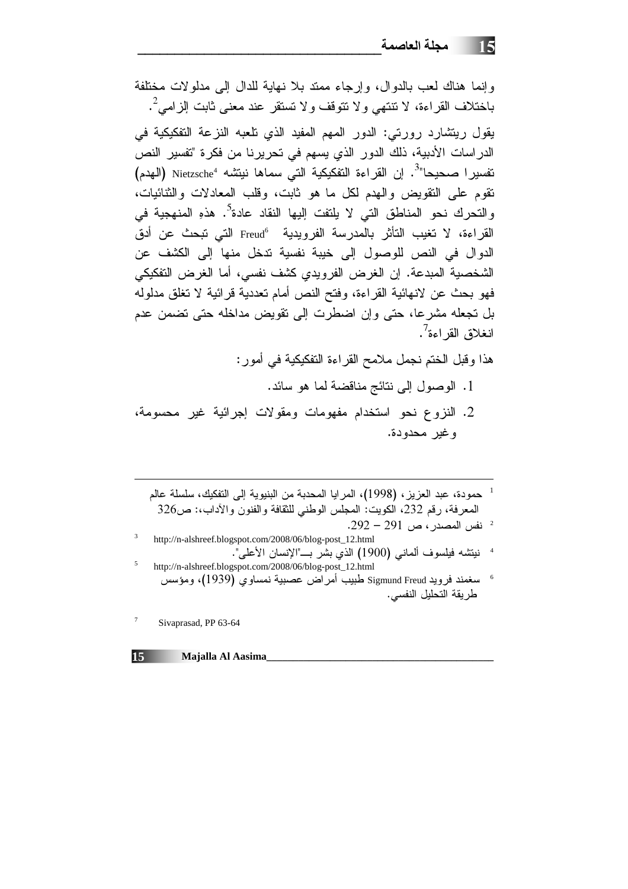وإنما هناك لعب بالدوال، وإرجاء ممتد بلا نهاية للدال إلى مدلولات مختلفة باختلاف القراءة، لا تنتهي ولا تتوقف ولا تستقر عند معنى ثابت إلزامي[2].

يقول ريتشارد رورتي: الدور المهم المفيد الذي تلعبه النزعة التفكيكية في الدراسات الأدبية، ذلك الدور الذي يسهم في تحريرنا من فكرة "تفسير النص تفسيرا صحيحا"[3]. إن القراءة التفكيكية التي سماها نيتشه Nietzsche[4] (الهدم) تقوم على التقويض والهدم لكل ما هو ثابت، وقلب المعادلات والثنائيات، والتحرك نحو المناطق التي لا يلتفت إليها النقاد عادة[5]. هذهِ المنهجية في القراءة، لا تغيب التأثر بالمدرسة الفرويدية Freud[6] التي تبحث عن أدق الدوال في النص للوصول إلى خيبة نفسية تدخل منها إلى الكشف عن الشخصية المبدعة. إن الغرض الفرويدي كشف نفسي، أما الغرض التفكيكي فهو بحث عن لانهائية القراءة، وفتح النص أمام تعددية قرائية لا تغلق مدلوله بل تجعله مشرعا، حتى وإن اضطرت إلى تقويض مداخله حتى تضمن عدم انغلاق القراءة[7].

هذا وقبل الختم نجمل ملامح القراءة التفكيكية في أمور:

1. الوصول إلى نتائج مناقضة لما هو سائد.
2. النزوع نحو استخدام مفهومات ومقولات إجرائية غير محسومة، وغير محدودة.

---

[1] حمودة، عبد العزيز، (1998)، المرايا المحدبة من البنيوية إلى التفكيك، سلسلة عالم المعرفة، رقم 232، الكويت: المجلس الوطني للثقافة والفنون والآداب،: ص326

[2] نفس المصدر، ص 291 – 292.

[3] http://n-alshreef.blogspot.com/2008/06/blog-post_12.html

[4] نيتشه فيلسوف ألماني (1900) الذي بشر بـــ"الإنسان الأعلى".

[5] http://n-alshreef.blogspot.com/2008/06/blog-post_12.html

[6] سغمند فرويد Sigmund Freud طبيب أمراض عصبية نمساوي (1939)، ومؤسس طريقة التحليل النفسي.

[7] Sivaprasad, PP 63-64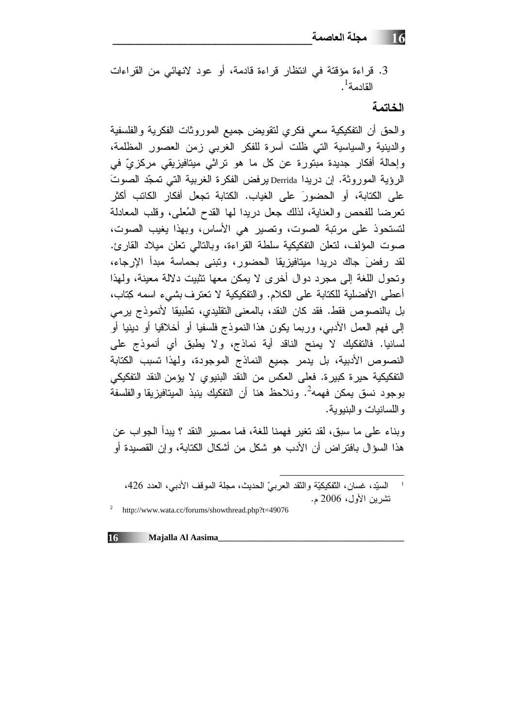3. قراءة مؤقتة في انتظار قراءة قادمة، أو عود لانهائي من القراءات القادمة[1].

## الخاتمة

والحق أن التفكيكية سعي فكري لتقويض جميع الموروثات الفكرية والفلسفية والدينية والسياسية التي ظلت آسرة للفكر الغربي زمن العصور المظلمة، وإحالة أفكار جديدة مبتورة عن كل ما هو تراثي ميتافيزيقي مركزيّ في الرؤية الموروثة. إن دريدا Derrida يرفض الفكرة الغربية التي تمجّد الصوتَ على الكتابة، أو الحضورَ على الغياب. الكتابة تجعل أفكار الكاتب أكثر تعرضا للفحص والعناية، لذلك جعل دريدا لها القدح المُعلى، وقلب المعادلة لتستحوذ على مرتبة الصوت، وتصير هي الأساس، وبهذا يغيب الصوت، صوت المؤلف، لتعلن التفكيكية سلطة القراءة، وبالتالي تعلن ميلاد القارئ. لقد رفضَ جاك دريدا ميتافيزيقا الحضور، وتبنى بحماسة مبدأ الإرجاء، وتحول اللغة إلى مجرد دوال أخرى لا يمكن معها تثبيت دلالة معينة، ولهذا أعطى الأفضلية للكتابة على الكلام. والتفكيكية لا تعترف بشيء اسمه كِتاب، بل بالنصوص فقط. فقد كان النقد، بالمعنى التقليدي، تطبيقا لأنموذج يرمي إلى فهم العمل الأدبي، وربما يكون هذا النموذج فلسفيا أو أخلاقيا أو دينيا أو لسانيا. فالتفكيك لا يمنح الناقد أية نماذج، ولا يطبق أي أنموذج على النصوص الأدبية، بل يدمر جميع النماذج الموجودة، ولهذا تسبب الكتابة التفكيكية حيرة كبيرة. فعلى العكس من النقد البنيوي لا يؤمن النقد التفكيكي بوجود نسق يمكن فهمه[2]. ونلاحظ هنا أن التفكيك ينبذ الميتافيزيقا والفلسفة واللسانيات والبنيوية.

وبناء على ما سبق، لقد تغير فهمنا للغة، فما مصير النقد ؟ يبدأ الجواب عن هذا السؤال بافتراض أن الأدب هو شكل من أشكال الكتابة، وإن القصيدة أو

---

[1] السيّد، غسان، التّفكيكيّة والنّقد العربيّ الحديث، مجلة الموقف الأدبي، العدد 426، تشرين الأول، 2006 م.

[2] http://www.wata.cc/forums/showthread.php?t=49076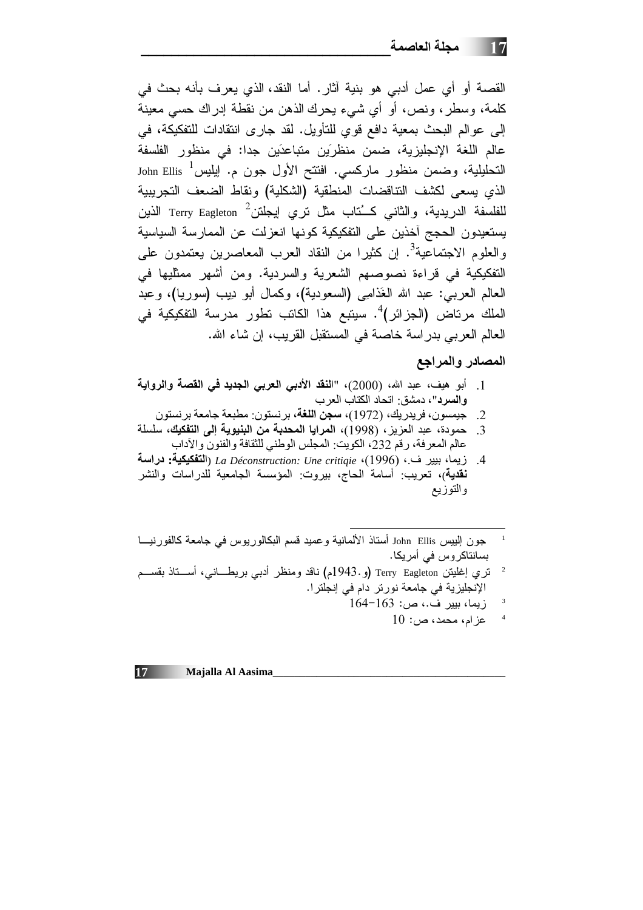القصة أو أي عمل أدبي هو بنية آثار. أما النقد، الذي يعرف بأنه بحث في كلمة، وسطر، ونص، أو أي شيء يحرك الذهن من نقطة إدراك حسي معينة إلى عوالم البحث بمعية دافع قوي للتأويل. لقد جارى انتقادات للتفكيكة، في عالم اللغة الإنجليزية، ضمن منظرَين متباعدَين جدا: في منظور الفلسفة التحليلية، وضمن منظور ماركسي. افتتح الأول جون م. إيليس[1] John Ellis الذي يسعى لكشف التناقضات المنطقية (الشكلية) ونقاط الضعف التجريبية للفلسفة الدريدية، والثاني كـُتاب مثل تري إيجلتن[2] Terry Eagleton الذين يستعيدون الحجج آخذين على التفكيكية كونها انعزلت عن الممارسة السياسية والعلوم الاجتماعية[3]. إن كثيرا من النقاد العرب المعاصرين يعتمدون على التفكيكية في قراءة نصوصهم الشعرية والسردية. ومن أشهر ممثليها في العالم العربي: عبد الله الغَذامِي (السعودية)، وكمال أبو ديب (سوريا)، وعبد الملك مرتاض (الجزائر)[4]. سيتبع هذا الكاتب تطور مدرسة التفكيكية في العالم العربي بدراسة خاصة في المستقبل القريب، إن شاء الله.

## المصادر والمراجع

1. أبو هيف، عبد الله، (2000)، "**النقد الأدبي العربي الجديد في القصة والرواية والسرد**"، دمشق: اتحاد الكتاب العرب
2. جيمسون، فريدريك، (1972)، **سجن اللغة**، برنستون: مطبعة جامعة برنستون
3. حمودة، عبد العزيز، (1998)، **المرايا المحدبة من البنيوية إلى التفكيك**، سلسلة عالم المعرفة، رقم 232، الكويت: المجلس الوطني للثقافة والفنون والآداب
4. زيما، بيير ف.، (1996)، *La Déconstruction: Une critiqie* (**التفكيكية: دراسة نقدية**)، تعريب: أسامة الحاج، بيروت: المؤسسة الجامعية للدراسات والنشر والتوزيع

---

[1] جون إيليس John Ellis أستاذ الألمانية وعميد قسم البكالوريوس في جامعة كالفورنيا بسانتاكروس في أمريكا.

[2] تري إغليتن Terry Eagleton (و.1943م) ناقد ومنظر أدبي بريطاني، أستاذ بقسم الإنجليزية في جامعة نورتر دام في إنجلترا.

[3] زيما، بيير ف.، ص: 163-164

[4] عزام، محمد، ص: 10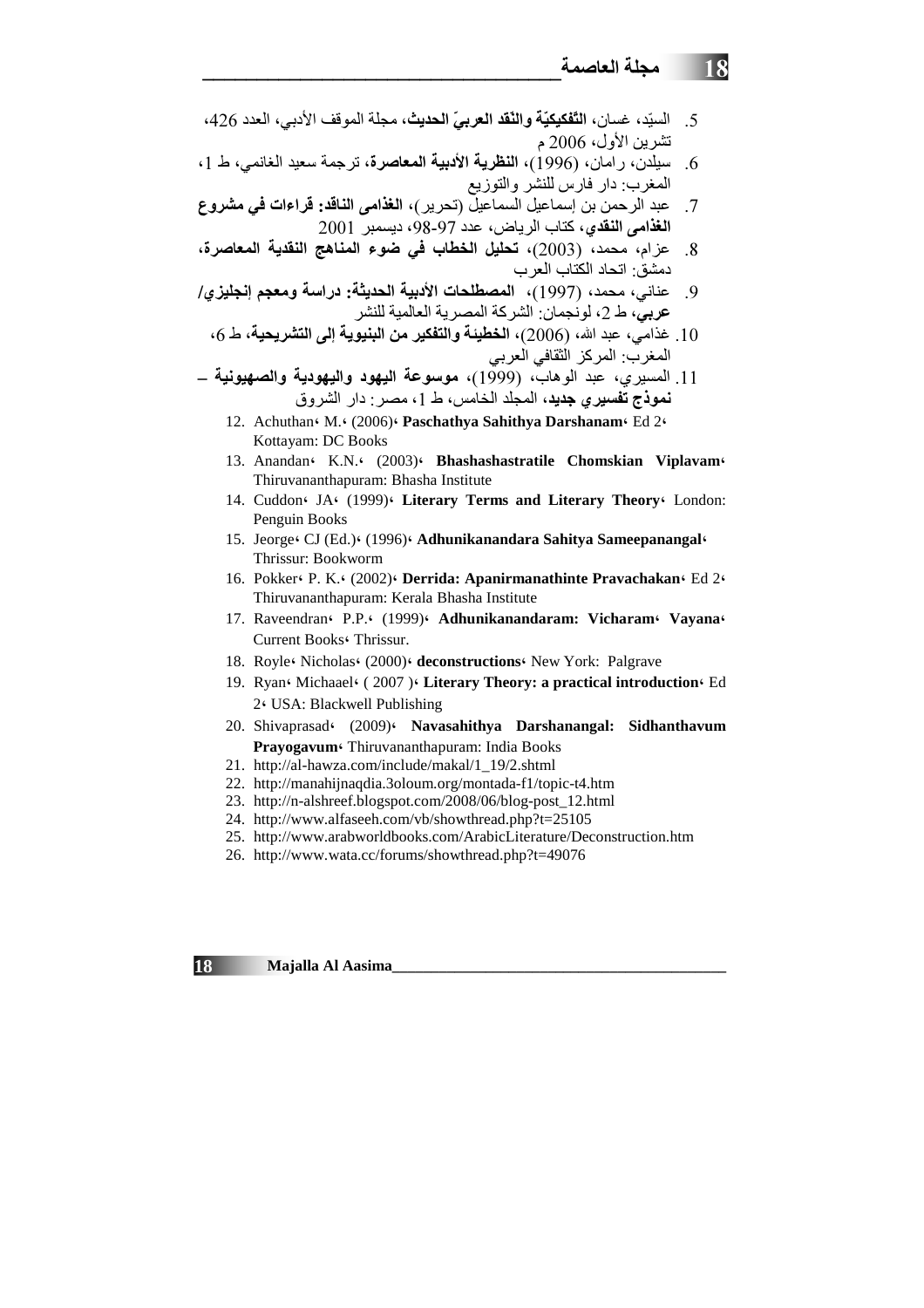5. السيّد، غسان، **التّفكيكيّة والنّقد العربيّ الحديث**، مجلة الموقف الأدبي، العدد 426، تشرين الأول، 2006 م
6. سيلدن، رامان، (1996)، **النظرية الأدبية المعاصرة**، ترجمة سعيد الغانمي، ط 1، المغرب: دار فارس للنشر والتوزيع
7. عبد الرحمن بن إسماعيل السماعيل (تحرير)، **الغذامى الناقد: قراءات في مشروع الغذامى النقدي**، كتاب الرياض، عدد 97-98، ديسمبر 2001
8. عزام، محمد، (2003)، **تحليل الخطاب في ضوء المناهج النقدية المعاصرة**، دمشق: اتحاد الكتاب العرب
9. عناني، محمد، (1997)، **المصطلحات الأدبية الحديثة: دراسة ومعجم إنجليزي/ عربي**، ط 2، لونجمان: الشركة المصرية العالمية للنشر
10. غذامي، عبد الله، (2006)، **الخطيئة والتفكير من البنيوية إلى التشريحية**، ط 6، المغرب: المركز الثقافي العربي
11. المسيري، عبد الوهاب، (1999)، **موسوعة اليهود واليهودية والصهيونية – نموذج تفسيري جديد**، المجلد الخامس، ط 1، مصر: دار الشروق
12. Achuthan، M.، (2006)، **Paschathya Sahithya Darshanam**، Ed 2، Kottayam: DC Books
13. Anandan، K.N.، (2003)، **Bhashashastratile Chomskian Viplavam**، Thiruvananthapuram: Bhasha Institute
14. Cuddon، JA، (1999)، **Literary Terms and Literary Theory**، London: Penguin Books
15. Jeorge، CJ (Ed.)، (1996)، **Adhunikanandara Sahitya Sameepanangal**، Thrissur: Bookworm
16. Pokker، P. K.، (2002)، **Derrida: Apanirmanathinte Pravachakan**، Ed 2، Thiruvananthapuram: Kerala Bhasha Institute
17. Raveendran، P.P.، (1999)، **Adhunikanandaram: Vicharam، Vayana**، Current Books، Thrissur.
18. Royle، Nicholas، (2000)، **deconstructions**، New York: Palgrave
19. Ryan، Michaael، ( 2007 )، **Literary Theory: a practical introduction**، Ed 2، USA: Blackwell Publishing
20. Shivaprasad، (2009)، **Navasahithya Darshanangal: Sidhanthavum Prayogavum**، Thiruvananthapuram: India Books
21. http://al-hawza.com/include/makal/1_19/2.shtml
22. http://manahijnaqdia.3oloum.org/montada-f1/topic-t4.htm
23. http://n-alshreef.blogspot.com/2008/06/blog-post_12.html
24. http://www.alfaseeh.com/vb/showthread.php?t=25105
25. http://www.arabworldbooks.com/ArabicLiterature/Deconstruction.htm
26. http://www.wata.cc/forums/showthread.php?t=49076